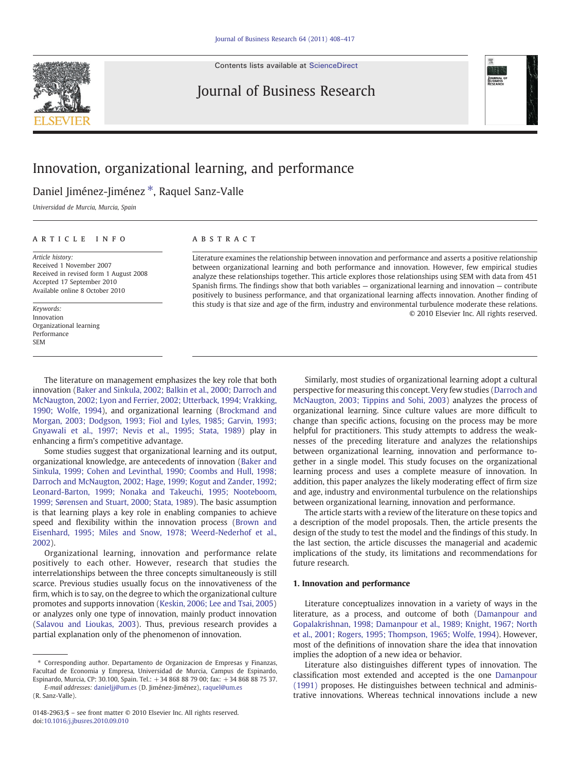# Innovation, organizational learning, and performance

Daniel Jiménez-Jiménez *, Raquel Sanz-Valle

*Universidad de Murcia, Murcia, Spain*

## ARTICLE INFO

*Article history:*
Received 1 November 2007
Received in revised form 1 August 2008
Accepted 17 September 2010
Available online 8 October 2010

*Keywords:*
Innovation
Organizational learning
Performance
SEM

## ABSTRACT

Literature examines the relationship between innovation and performance and asserts a positive relationship between organizational learning and both performance and innovation. However, few empirical studies analyze these relationships together. This article explores those relationships using SEM with data from 451 Spanish firms. The findings show that both variables — organizational learning and innovation — contribute positively to business performance, and that organizational learning affects innovation. Another finding of this study is that size and age of the firm, industry and environmental turbulence moderate these relations.

© 2010 Elsevier Inc. All rights reserved.

The literature on management emphasizes the key role that both innovation (Baker and Sinkula, 2002; Balkin et al., 2000; Darroch and McNaugton, 2002; Lyon and Ferrier, 2002; Utterback, 1994; Vrakking, 1990; Wolfe, 1994), and organizational learning (Brockmand and Morgan, 2003; Dodgson, 1993; Fiol and Lyles, 1985; Garvin, 1993; Gnyawali et al., 1997; Nevis et al., 1995; Stata, 1989) play in enhancing a firm's competitive advantage.

Some studies suggest that organizational learning and its output, organizational knowledge, are antecedents of innovation (Baker and Sinkula, 1999; Cohen and Levinthal, 1990; Coombs and Hull, 1998; Darroch and McNaugton, 2002; Hage, 1999; Kogut and Zander, 1992; Leonard-Barton, 1999; Nonaka and Takeuchi, 1995; Nooteboom, 1999; Sørensen and Stuart, 2000; Stata, 1989). The basic assumption is that learning plays a key role in enabling companies to achieve speed and flexibility within the innovation process (Brown and Eisenhard, 1995; Miles and Snow, 1978; Weerd-Nederhof et al., 2002).

Organizational learning, innovation and performance relate positively to each other. However, research that studies the interrelationships between the three concepts simultaneously is still scarce. Previous studies usually focus on the innovativeness of the firm, which is to say, on the degree to which the organizational culture promotes and supports innovation (Keskin, 2006; Lee and Tsai, 2005) or analyzes only one type of innovation, mainly product innovation (Salavou and Lioukas, 2003). Thus, previous research provides a partial explanation only of the phenomenon of innovation.

Similarly, most studies of organizational learning adopt a cultural perspective for measuring this concept. Very few studies (Darroch and McNaugton, 2003; Tippins and Sohi, 2003) analyzes the process of organizational learning. Since culture values are more difficult to change than specific actions, focusing on the process may be more helpful for practitioners. This study attempts to address the weaknesses of the preceding literature and analyzes the relationships between organizational learning, innovation and performance together in a single model. This study focuses on the organizational learning process and uses a complete measure of innovation. In addition, this paper analyzes the likely moderating effect of firm size and age, industry and environmental turbulence on the relationships between organizational learning, innovation and performance.

The article starts with a review of the literature on these topics and a description of the model proposals. Then, the article presents the design of the study to test the model and the findings of this study. In the last section, the article discusses the managerial and academic implications of the study, its limitations and recommendations for future research.

## 1. Innovation and performance

Literature conceptualizes innovation in a variety of ways in the literature, as a process, and outcome of both (Damanpour and Gopalakrishnan, 1998; Damanpour et al., 1989; Knight, 1967; North et al., 2001; Rogers, 1995; Thompson, 1965; Wolfe, 1994). However, most of the definitions of innovation share the idea that innovation implies the adoption of a new idea or behavior.

Literature also distinguishes different types of innovation. The classification most extended and accepted is the one Damanpour (1991) proposes. He distinguishes between technical and administrative innovations. Whereas technical innovations include a new

* Corresponding author. Departamento de Organizacion de Empresas y Finanzas, Facultad de Economia y Empresa, Universidad de Murcia, Campus de Espinardo, Espinardo, Murcia, CP: 30.100, Spain. Tel.: +34 868 88 79 00; fax: +34 868 88 75 37.
*E-mail addresses:* danieljj@um.es (D. Jiménez-Jiménez), raquel@um.es (R. Sanz-Valle).

0148-2963/$ – see front matter © 2010 Elsevier Inc. All rights reserved.
doi:10.1016/j.jbusres.2010.09.010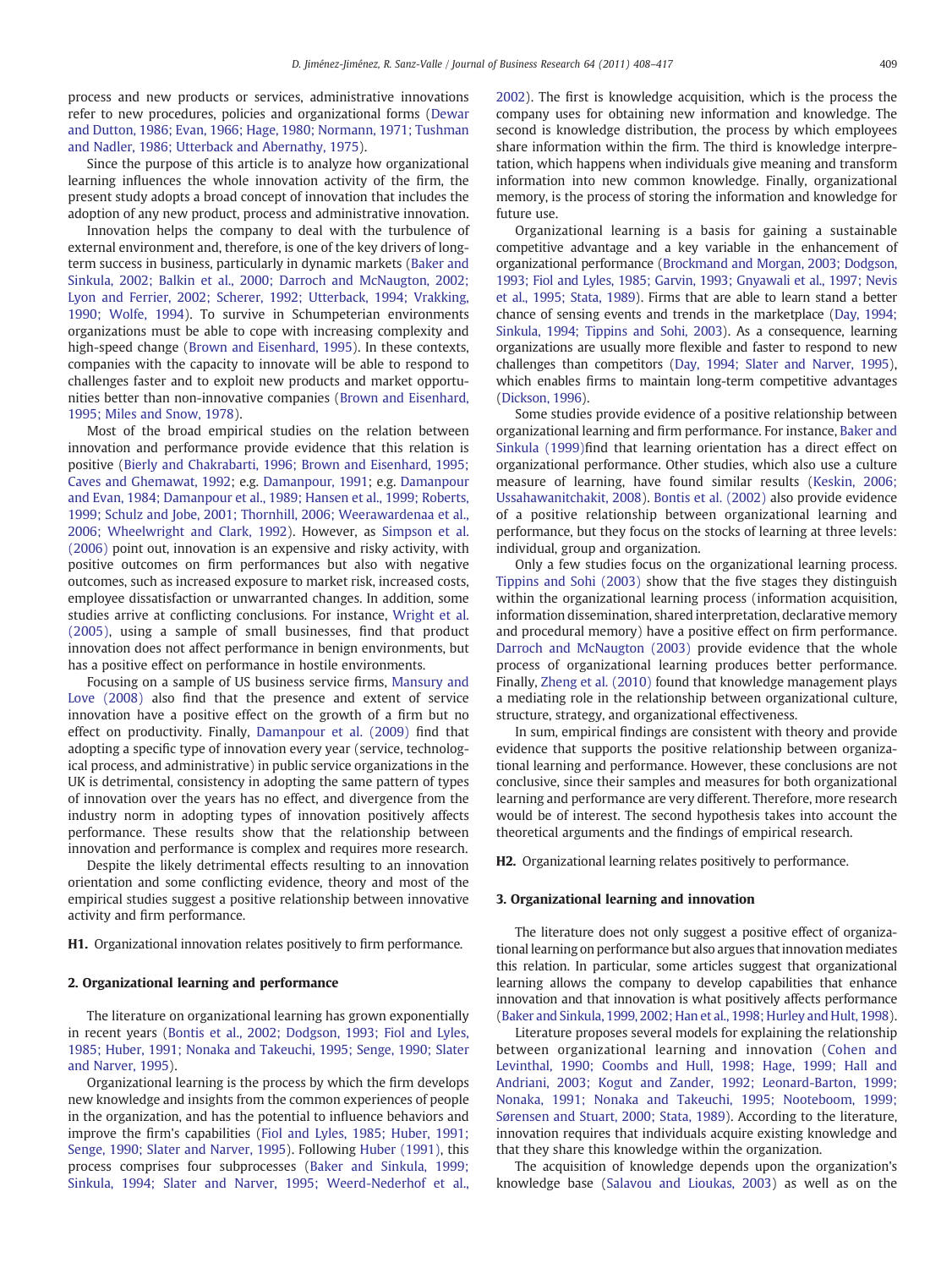process and new products or services, administrative innovations refer to new procedures, policies and organizational forms (Dewar and Dutton, 1986; Evan, 1966; Hage, 1980; Normann, 1971; Tushman and Nadler, 1986; Utterback and Abernathy, 1975).

Since the purpose of this article is to analyze how organizational learning influences the whole innovation activity of the firm, the present study adopts a broad concept of innovation that includes the adoption of any new product, process and administrative innovation.

Innovation helps the company to deal with the turbulence of external environment and, therefore, is one of the key drivers of long-term success in business, particularly in dynamic markets (Baker and Sinkula, 2002; Balkin et al., 2000; Darroch and McNaugton, 2002; Lyon and Ferrier, 2002; Scherer, 1992; Utterback, 1994; Vrakking, 1990; Wolfe, 1994). To survive in Schumpeterian environments organizations must be able to cope with increasing complexity and high-speed change (Brown and Eisenhard, 1995). In these contexts, companies with the capacity to innovate will be able to respond to challenges faster and to exploit new products and market opportunities better than non-innovative companies (Brown and Eisenhard, 1995; Miles and Snow, 1978).

Most of the broad empirical studies on the relation between innovation and performance provide evidence that this relation is positive (Bierly and Chakrabarti, 1996; Brown and Eisenhard, 1995; Caves and Ghemawat, 1992; e.g. Damanpour, 1991; e.g. Damanpour and Evan, 1984; Damanpour et al., 1989; Hansen et al., 1999; Roberts, 1999; Schulz and Jobe, 2001; Thornhill, 2006; Weerawardenaa et al., 2006; Wheelwright and Clark, 1992). However, as Simpson et al. (2006) point out, innovation is an expensive and risky activity, with positive outcomes on firm performances but also with negative outcomes, such as increased exposure to market risk, increased costs, employee dissatisfaction or unwarranted changes. In addition, some studies arrive at conflicting conclusions. For instance, Wright et al. (2005), using a sample of small businesses, find that product innovation does not affect performance in benign environments, but has a positive effect on performance in hostile environments.

Focusing on a sample of US business service firms, Mansury and Love (2008) also find that the presence and extent of service innovation have a positive effect on the growth of a firm but no effect on productivity. Finally, Damanpour et al. (2009) find that adopting a specific type of innovation every year (service, technological process, and administrative) in public service organizations in the UK is detrimental, consistency in adopting the same pattern of types of innovation over the years has no effect, and divergence from the industry norm in adopting types of innovation positively affects performance. These results show that the relationship between innovation and performance is complex and requires more research.

Despite the likely detrimental effects resulting to an innovation orientation and some conflicting evidence, theory and most of the empirical studies suggest a positive relationship between innovative activity and firm performance.

**H1.** Organizational innovation relates positively to firm performance.

## 2. Organizational learning and performance

The literature on organizational learning has grown exponentially in recent years (Bontis et al., 2002; Dodgson, 1993; Fiol and Lyles, 1985; Huber, 1991; Nonaka and Takeuchi, 1995; Senge, 1990; Slater and Narver, 1995).

Organizational learning is the process by which the firm develops new knowledge and insights from the common experiences of people in the organization, and has the potential to influence behaviors and improve the firm's capabilities (Fiol and Lyles, 1985; Huber, 1991; Senge, 1990; Slater and Narver, 1995). Following Huber (1991), this process comprises four subprocesses (Baker and Sinkula, 1999; Sinkula, 1994; Slater and Narver, 1995; Weerd-Nederhof et al., 2002). The first is knowledge acquisition, which is the process the company uses for obtaining new information and knowledge. The second is knowledge distribution, the process by which employees share information within the firm. The third is knowledge interpretation, which happens when individuals give meaning and transform information into new common knowledge. Finally, organizational memory, is the process of storing the information and knowledge for future use.

Organizational learning is a basis for gaining a sustainable competitive advantage and a key variable in the enhancement of organizational performance (Brockmand and Morgan, 2003; Dodgson, 1993; Fiol and Lyles, 1985; Garvin, 1993; Gnyawali et al., 1997; Nevis et al., 1995; Stata, 1989). Firms that are able to learn stand a better chance of sensing events and trends in the marketplace (Day, 1994; Sinkula, 1994; Tippins and Sohi, 2003). As a consequence, learning organizations are usually more flexible and faster to respond to new challenges than competitors (Day, 1994; Slater and Narver, 1995), which enables firms to maintain long-term competitive advantages (Dickson, 1996).

Some studies provide evidence of a positive relationship between organizational learning and firm performance. For instance, Baker and Sinkula (1999)find that learning orientation has a direct effect on organizational performance. Other studies, which also use a culture measure of learning, have found similar results (Keskin, 2006; Ussahawanitchakit, 2008). Bontis et al. (2002) also provide evidence of a positive relationship between organizational learning and performance, but they focus on the stocks of learning at three levels: individual, group and organization.

Only a few studies focus on the organizational learning process. Tippins and Sohi (2003) show that the five stages they distinguish within the organizational learning process (information acquisition, information dissemination, shared interpretation, declarative memory and procedural memory) have a positive effect on firm performance. Darroch and McNaugton (2003) provide evidence that the whole process of organizational learning produces better performance. Finally, Zheng et al. (2010) found that knowledge management plays a mediating role in the relationship between organizational culture, structure, strategy, and organizational effectiveness.

In sum, empirical findings are consistent with theory and provide evidence that supports the positive relationship between organizational learning and performance. However, these conclusions are not conclusive, since their samples and measures for both organizational learning and performance are very different. Therefore, more research would be of interest. The second hypothesis takes into account the theoretical arguments and the findings of empirical research.

**H2.** Organizational learning relates positively to performance.

## 3. Organizational learning and innovation

The literature does not only suggest a positive effect of organizational learning on performance but also argues that innovation mediates this relation. In particular, some articles suggest that organizational learning allows the company to develop capabilities that enhance innovation and that innovation is what positively affects performance (Baker and Sinkula, 1999, 2002; Han et al., 1998; Hurley and Hult, 1998).

Literature proposes several models for explaining the relationship between organizational learning and innovation (Cohen and Levinthal, 1990; Coombs and Hull, 1998; Hage, 1999; Hall and Andriani, 2003; Kogut and Zander, 1992; Leonard-Barton, 1999; Nonaka, 1991; Nonaka and Takeuchi, 1995; Nooteboom, 1999; Sørensen and Stuart, 2000; Stata, 1989). According to the literature, innovation requires that individuals acquire existing knowledge and that they share this knowledge within the organization.

The acquisition of knowledge depends upon the organization's knowledge base (Salavou and Lioukas, 2003) as well as on the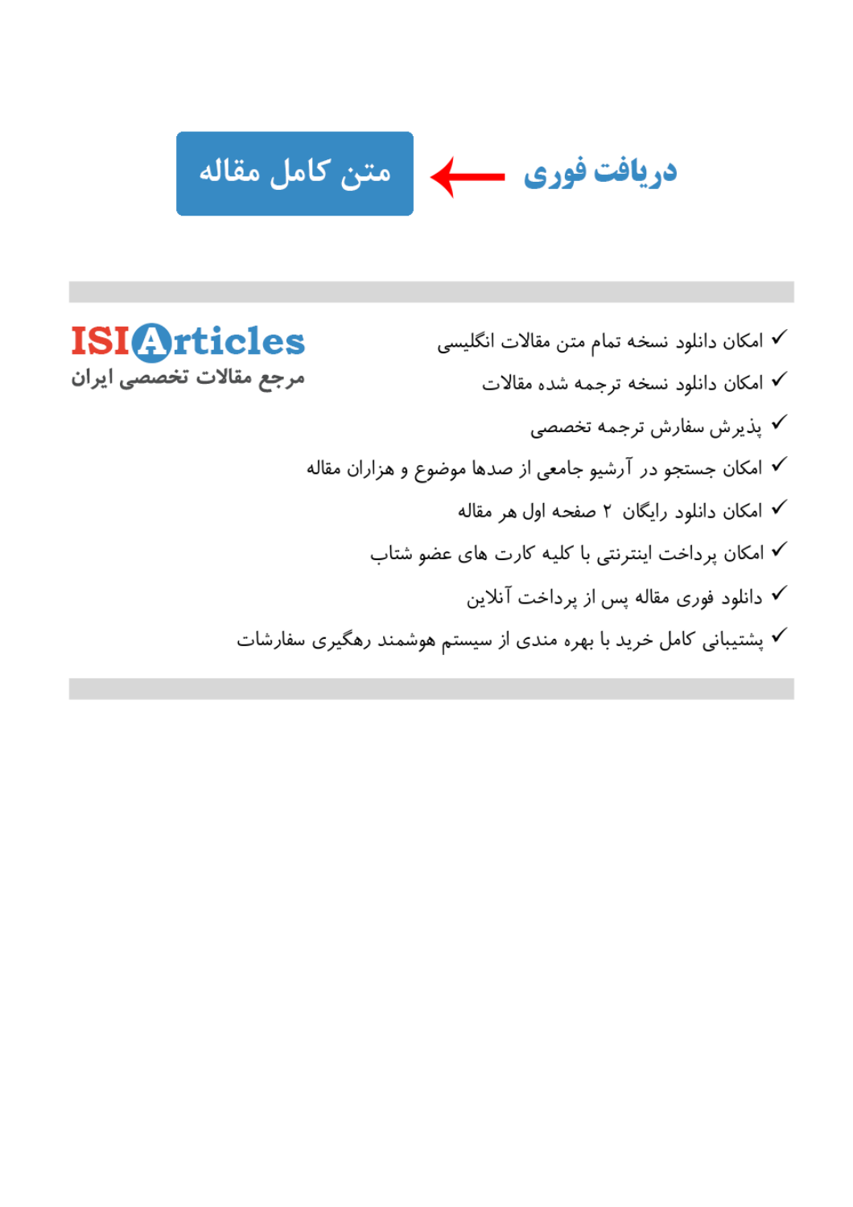دریافت فوری ← **متن کامل مقاله**

**ISIArticles**
مرجع مقالات تخصصی ایران

- ✓ امکان دانلود نسخه تمام متن مقالات انگلیسی
- ✓ امکان دانلود نسخه ترجمه شده مقالات
- ✓ پذیرش سفارش ترجمه تخصصی
- ✓ امکان جستجو در آرشیو جامعی از صدها موضوع و هزاران مقاله
- ✓ امکان دانلود رایگان ۲ صفحه اول هر مقاله
- ✓ امکان پرداخت اینترنتی با کلیه کارت های عضو شتاب
- ✓ دانلود فوری مقاله پس از پرداخت آنلاین
- ✓ پشتیبانی کامل خرید با بهره مندی از سیستم هوشمند رهگیری سفارشات